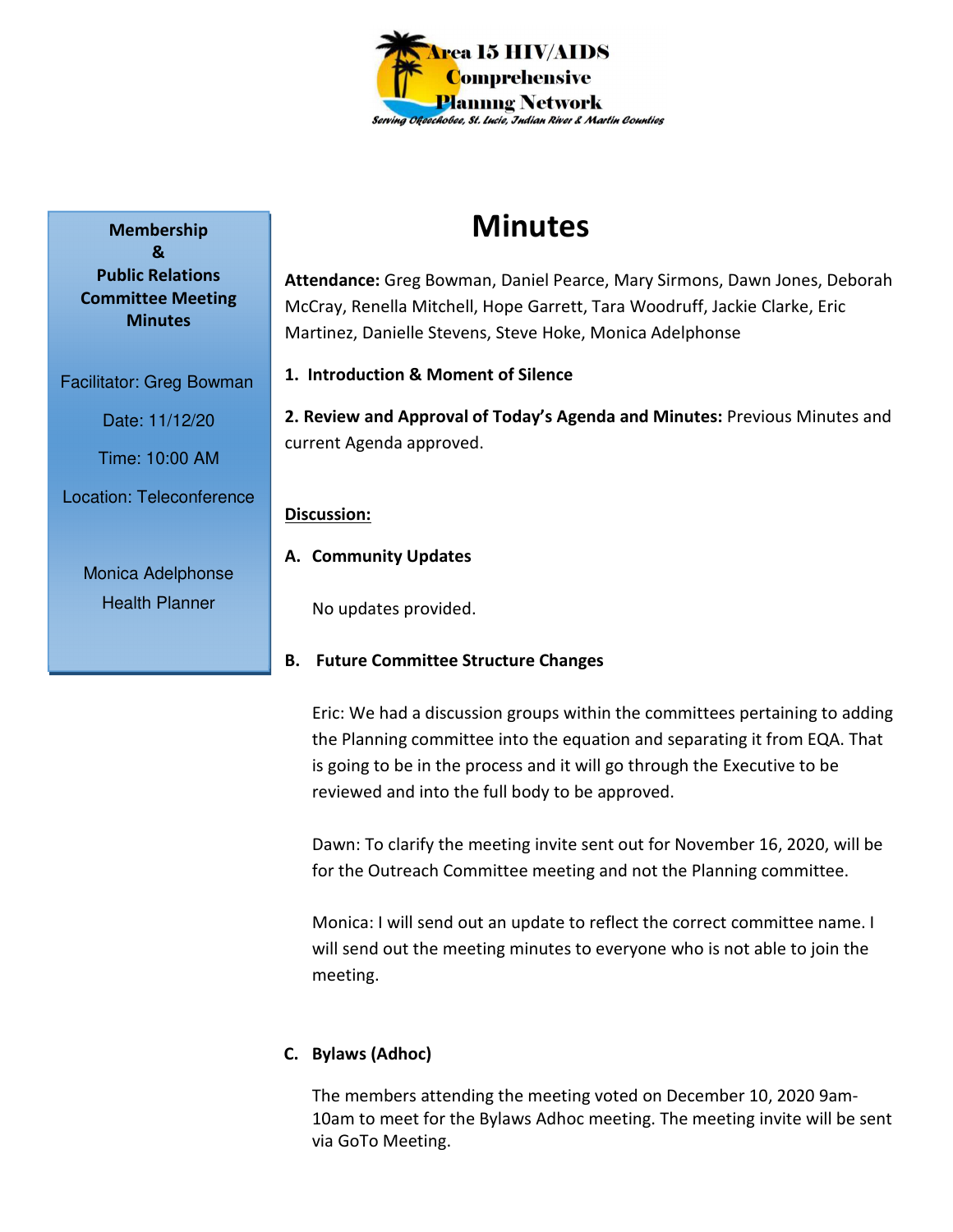Area 15 HIV/AIDS Comprehensive Planning Network

*Serving Okeechobee, St. Lucie, Indian River & Martin Counties*

**Membership & Public Relations Committee Meeting Minutes**

Facilitator: Greg Bowman

Date: 11/12/20

Time: 10:00 AM

Location: Teleconference

Monica Adelphonse

Health Planner

# Minutes

**Attendance:** Greg Bowman, Daniel Pearce, Mary Sirmons, Dawn Jones, Deborah McCray, Renella Mitchell, Hope Garrett, Tara Woodruff, Jackie Clarke, Eric Martinez, Danielle Stevens, Steve Hoke, Monica Adelphonse

**1. Introduction & Moment of Silence**

**2. Review and Approval of Today's Agenda and Minutes:** Previous Minutes and current Agenda approved.

**Discussion:**

**A. Community Updates**

No updates provided.

**B. Future Committee Structure Changes**

Eric: We had a discussion groups within the committees pertaining to adding the Planning committee into the equation and separating it from EQA. That is going to be in the process and it will go through the Executive to be reviewed and into the full body to be approved.

Dawn: To clarify the meeting invite sent out for November 16, 2020, will be for the Outreach Committee meeting and not the Planning committee.

Monica: I will send out an update to reflect the correct committee name. I will send out the meeting minutes to everyone who is not able to join the meeting.

**C. Bylaws (Adhoc)**

The members attending the meeting voted on December 10, 2020 9am-10am to meet for the Bylaws Adhoc meeting. The meeting invite will be sent via GoTo Meeting.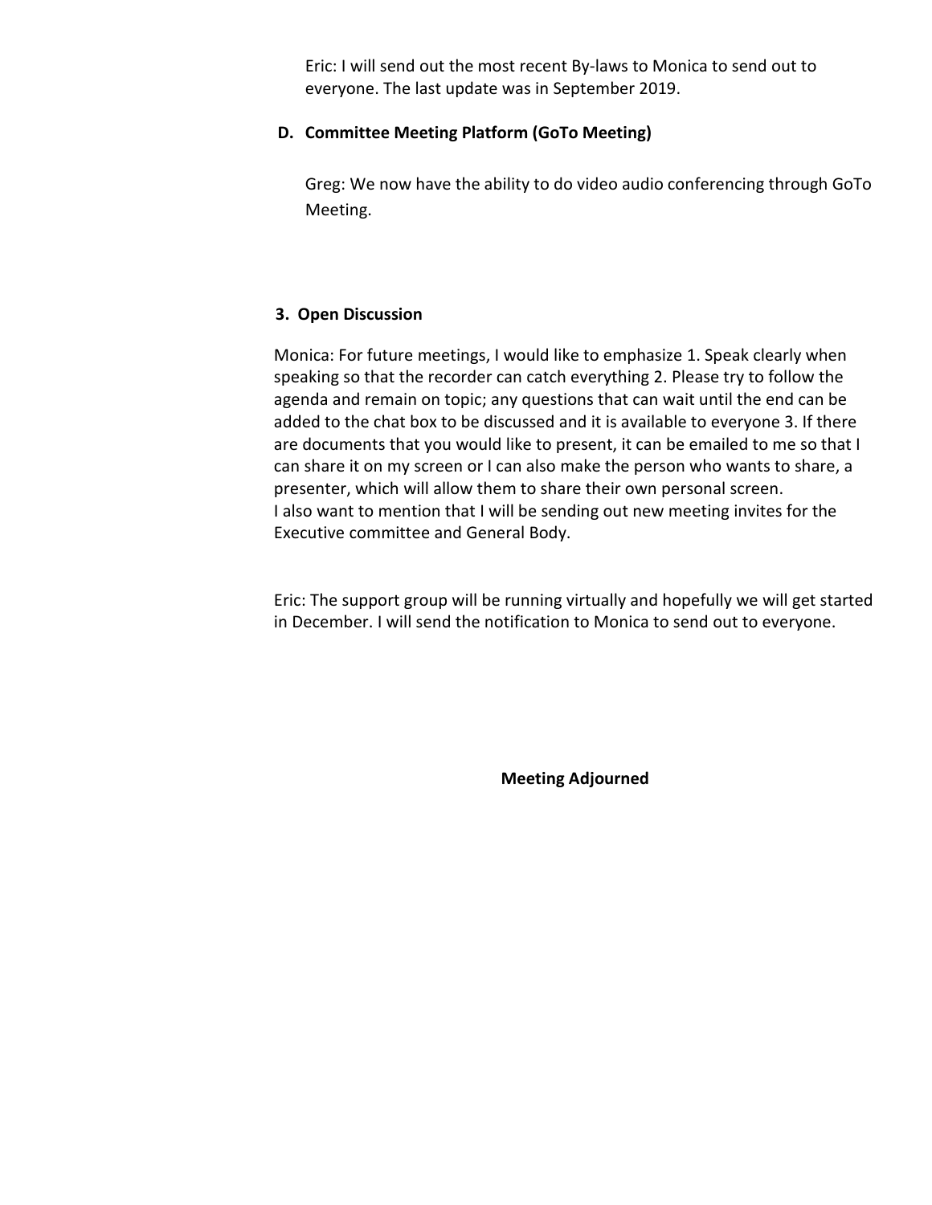Eric: I will send out the most recent By-laws to Monica to send out to everyone. The last update was in September 2019.

**D. Committee Meeting Platform (GoTo Meeting)**

Greg: We now have the ability to do video audio conferencing through GoTo Meeting.

**3. Open Discussion**

Monica: For future meetings, I would like to emphasize 1. Speak clearly when speaking so that the recorder can catch everything 2. Please try to follow the agenda and remain on topic; any questions that can wait until the end can be added to the chat box to be discussed and it is available to everyone 3. If there are documents that you would like to present, it can be emailed to me so that I can share it on my screen or I can also make the person who wants to share, a presenter, which will allow them to share their own personal screen.
I also want to mention that I will be sending out new meeting invites for the Executive committee and General Body.

Eric: The support group will be running virtually and hopefully we will get started in December. I will send the notification to Monica to send out to everyone.

**Meeting Adjourned**